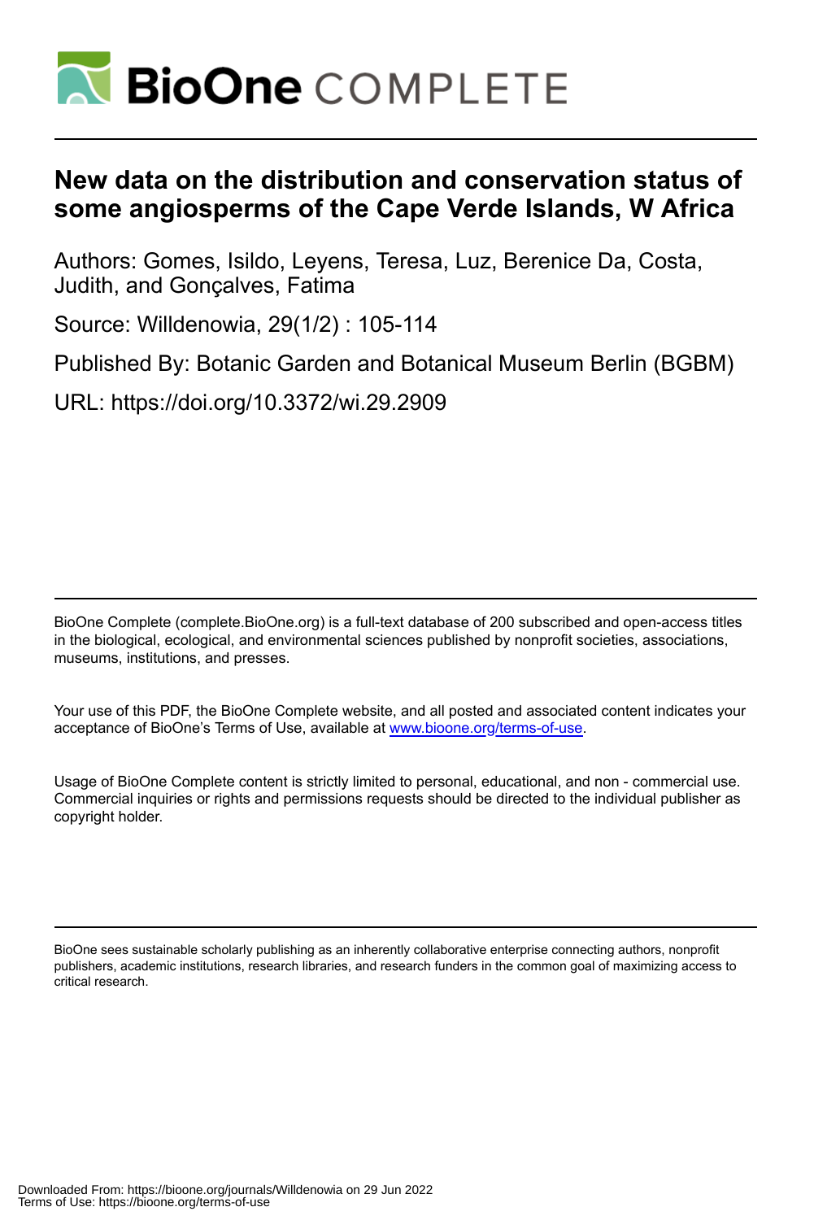# New data on the distribution and conservation status of some angiosperms of the Cape Verde Islands, W Africa

Authors: Gomes, Isildo, Leyens, Teresa, Luz, Berenice Da, Costa, Judith, and Gonçalves, Fatima

Source: Willdenowia, 29(1/2) : 105-114

Published By: Botanic Garden and Botanical Museum Berlin (BGBM)

URL: https://doi.org/10.3372/wi.29.2909

---

BioOne Complete (complete.BioOne.org) is a full-text database of 200 subscribed and open-access titles in the biological, ecological, and environmental sciences published by nonprofit societies, associations, museums, institutions, and presses.

Your use of this PDF, the BioOne Complete website, and all posted and associated content indicates your acceptance of BioOne's Terms of Use, available at www.bioone.org/terms-of-use.

Usage of BioOne Complete content is strictly limited to personal, educational, and non - commercial use. Commercial inquiries or rights and permissions requests should be directed to the individual publisher as copyright holder.

---

BioOne sees sustainable scholarly publishing as an inherently collaborative enterprise connecting authors, nonprofit publishers, academic institutions, research libraries, and research funders in the common goal of maximizing access to critical research.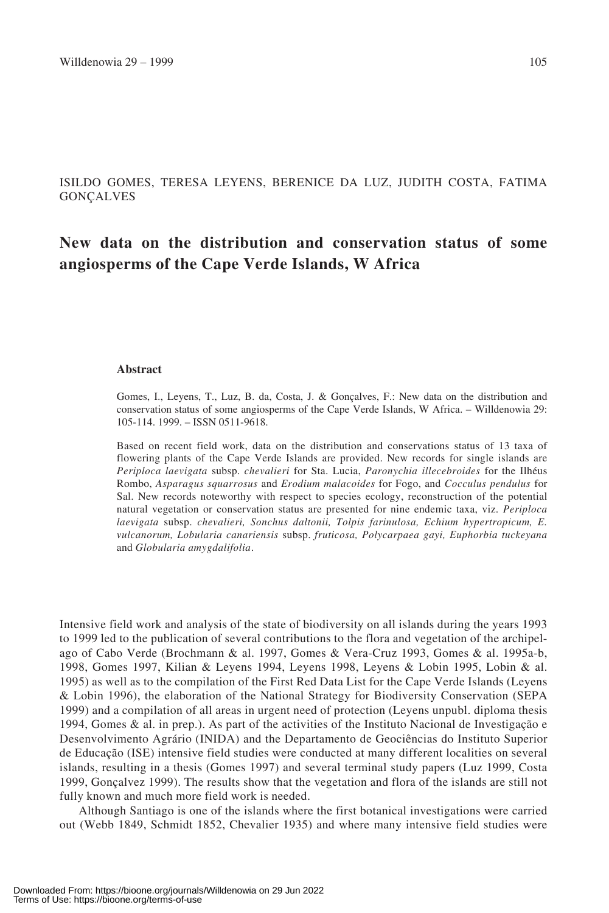ISILDO GOMES, TERESA LEYENS, BERENICE DA LUZ, JUDITH COSTA, FATIMA GONÇALVES

# New data on the distribution and conservation status of some angiosperms of the Cape Verde Islands, W Africa

### Abstract

Gomes, I., Leyens, T., Luz, B. da, Costa, J. & Gonçalves, F.: New data on the distribution and conservation status of some angiosperms of the Cape Verde Islands, W Africa. – Willdenowia 29: 105-114. 1999. – ISSN 0511-9618.

Based on recent field work, data on the distribution and conservations status of 13 taxa of flowering plants of the Cape Verde Islands are provided. New records for single islands are *Periploca laevigata* subsp. *chevalieri* for Sta. Lucia, *Paronychia illecebroides* for the Ilhéus Rombo, *Asparagus squarrosus* and *Erodium malacoides* for Fogo, and *Cocculus pendulus* for Sal. New records noteworthy with respect to species ecology, reconstruction of the potential natural vegetation or conservation status are presented for nine endemic taxa, viz. *Periploca laevigata* subsp. *chevalieri, Sonchus daltonii, Tolpis farinulosa, Echium hypertropicum, E. vulcanorum, Lobularia canariensis* subsp. *fruticosa, Polycarpaea gayi, Euphorbia tuckeyana* and *Globularia amygdalifolia*.

Intensive field work and analysis of the state of biodiversity on all islands during the years 1993 to 1999 led to the publication of several contributions to the flora and vegetation of the archipelago of Cabo Verde (Brochmann & al. 1997, Gomes & Vera-Cruz 1993, Gomes & al. 1995a-b, 1998, Gomes 1997, Kilian & Leyens 1994, Leyens 1998, Leyens & Lobin 1995, Lobin & al. 1995) as well as to the compilation of the First Red Data List for the Cape Verde Islands (Leyens & Lobin 1996), the elaboration of the National Strategy for Biodiversity Conservation (SEPA 1999) and a compilation of all areas in urgent need of protection (Leyens unpubl. diploma thesis 1994, Gomes & al. in prep.). As part of the activities of the Instituto Nacional de Investigação e Desenvolvimento Agrário (INIDA) and the Departamento de Geociências do Instituto Superior de Educação (ISE) intensive field studies were conducted at many different localities on several islands, resulting in a thesis (Gomes 1997) and several terminal study papers (Luz 1999, Costa 1999, Gonçalvez 1999). The results show that the vegetation and flora of the islands are still not fully known and much more field work is needed.

Although Santiago is one of the islands where the first botanical investigations were carried out (Webb 1849, Schmidt 1852, Chevalier 1935) and where many intensive field studies were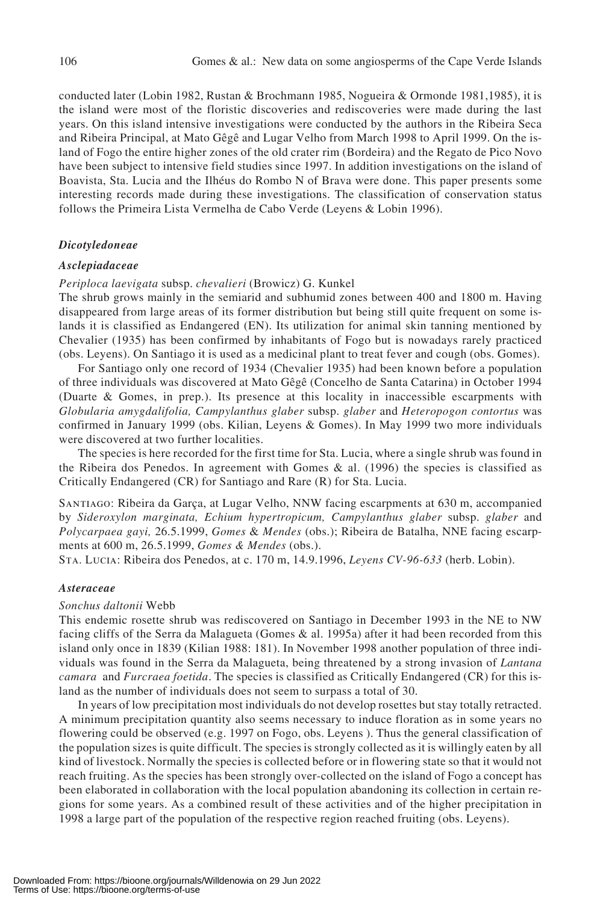conducted later (Lobin 1982, Rustan & Brochmann 1985, Nogueira & Ormonde 1981,1985), it is the island were most of the floristic discoveries and rediscoveries were made during the last years. On this island intensive investigations were conducted by the authors in the Ribeira Seca and Ribeira Principal, at Mato Gêgê and Lugar Velho from March 1998 to April 1999. On the island of Fogo the entire higher zones of the old crater rim (Bordeira) and the Regato de Pico Novo have been subject to intensive field studies since 1997. In addition investigations on the island of Boavista, Sta. Lucia and the Ilhéus do Rombo N of Brava were done. This paper presents some interesting records made during these investigations. The classification of conservation status follows the Primeira Lista Vermelha de Cabo Verde (Leyens & Lobin 1996).

### *Dicotyledoneae*

### *Asclepiadaceae*

*Periploca laevigata* subsp. *chevalieri* (Browicz) G. Kunkel

The shrub grows mainly in the semiarid and subhumid zones between 400 and 1800 m. Having disappeared from large areas of its former distribution but being still quite frequent on some islands it is classified as Endangered (EN). Its utilization for animal skin tanning mentioned by Chevalier (1935) has been confirmed by inhabitants of Fogo but is nowadays rarely practiced (obs. Leyens). On Santiago it is used as a medicinal plant to treat fever and cough (obs. Gomes).

For Santiago only one record of 1934 (Chevalier 1935) had been known before a population of three individuals was discovered at Mato Gêgê (Concelho de Santa Catarina) in October 1994 (Duarte & Gomes, in prep.). Its presence at this locality in inaccessible escarpments with *Globularia amygdalifolia, Campylanthus glaber* subsp. *glaber* and *Heteropogon contortus* was confirmed in January 1999 (obs. Kilian, Leyens & Gomes). In May 1999 two more individuals were discovered at two further localities.

The species is here recorded for the first time for Sta. Lucia, where a single shrub was found in the Ribeira dos Penedos. In agreement with Gomes & al. (1996) the species is classified as Critically Endangered (CR) for Santiago and Rare (R) for Sta. Lucia.

SANTIAGO: Ribeira da Garça, at Lugar Velho, NNW facing escarpments at 630 m, accompanied by *Sideroxylon marginata, Echium hypertropicum, Campylanthus glaber* subsp. *glaber* and *Polycarpaea gayi,* 26.5.1999, *Gomes* & *Mendes* (obs.); Ribeira de Batalha, NNE facing escarpments at 600 m, 26.5.1999, *Gomes & Mendes* (obs.).

STA. LUCIA: Ribeira dos Penedos, at c. 170 m, 14.9.1996, *Leyens CV-96-633* (herb. Lobin).

### *Asteraceae*

*Sonchus daltonii* Webb

This endemic rosette shrub was rediscovered on Santiago in December 1993 in the NE to NW facing cliffs of the Serra da Malagueta (Gomes & al. 1995a) after it had been recorded from this island only once in 1839 (Kilian 1988: 181). In November 1998 another population of three individuals was found in the Serra da Malagueta, being threatened by a strong invasion of *Lantana camara* and *Furcraea foetida*. The species is classified as Critically Endangered (CR) for this island as the number of individuals does not seem to surpass a total of 30.

In years of low precipitation most individuals do not develop rosettes but stay totally retracted. A minimum precipitation quantity also seems necessary to induce floration as in some years no flowering could be observed (e.g. 1997 on Fogo, obs. Leyens ). Thus the general classification of the population sizes is quite difficult. The species is strongly collected as it is willingly eaten by all kind of livestock. Normally the species is collected before or in flowering state so that it would not reach fruiting. As the species has been strongly over-collected on the island of Fogo a concept has been elaborated in collaboration with the local population abandoning its collection in certain regions for some years. As a combined result of these activities and of the higher precipitation in 1998 a large part of the population of the respective region reached fruiting (obs. Leyens).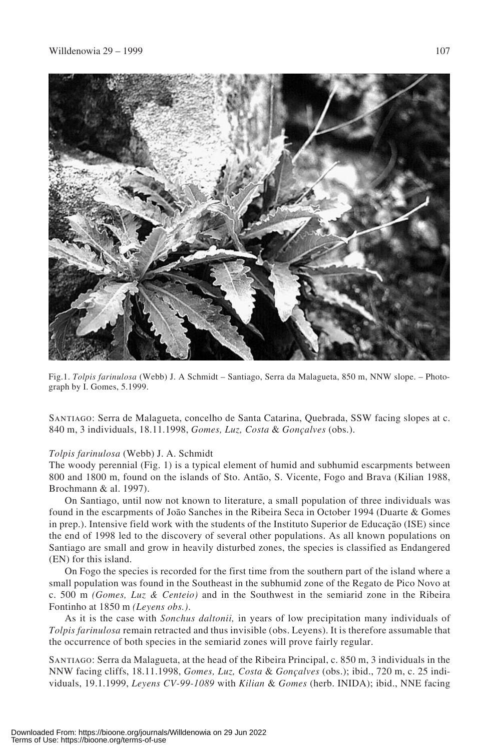Fig.1. *Tolpis farinulosa* (Webb) J. A Schmidt – Santiago, Serra da Malagueta, 850 m, NNW slope. – Photograph by I. Gomes, 5.1999.

SANTIAGO: Serra de Malagueta, concelho de Santa Catarina, Quebrada, SSW facing slopes at c. 840 m, 3 individuals, 18.11.1998, *Gomes, Luz, Costa* & *Gonçalves* (obs.).

*Tolpis farinulosa* (Webb) J. A. Schmidt

The woody perennial (Fig. 1) is a typical element of humid and subhumid escarpments between 800 and 1800 m, found on the islands of Sto. Antão, S. Vicente, Fogo and Brava (Kilian 1988, Brochmann & al. 1997).

On Santiago, until now not known to literature, a small population of three individuals was found in the escarpments of João Sanches in the Ribeira Seca in October 1994 (Duarte & Gomes in prep.). Intensive field work with the students of the Instituto Superior de Educação (ISE) since the end of 1998 led to the discovery of several other populations. As all known populations on Santiago are small and grow in heavily disturbed zones, the species is classified as Endangered (EN) for this island.

On Fogo the species is recorded for the first time from the southern part of the island where a small population was found in the Southeast in the subhumid zone of the Regato de Pico Novo at c. 500 m *(Gomes, Luz & Centeio)* and in the Southwest in the semiarid zone in the Ribeira Fontinho at 1850 m *(Leyens obs.)*.

As it is the case with *Sonchus daltonii,* in years of low precipitation many individuals of *Tolpis farinulosa* remain retracted and thus invisible (obs. Leyens). It is therefore assumable that the occurrence of both species in the semiarid zones will prove fairly regular.

SANTIAGO: Serra da Malagueta, at the head of the Ribeira Principal, c. 850 m, 3 individuals in the NNW facing cliffs, 18.11.1998, *Gomes, Luz, Costa* & *Gonçalves* (obs.); ibid., 720 m, c. 25 individuals, 19.1.1999, *Leyens CV-99-1089* with *Kilian* & *Gomes* (herb. INIDA); ibid., NNE facing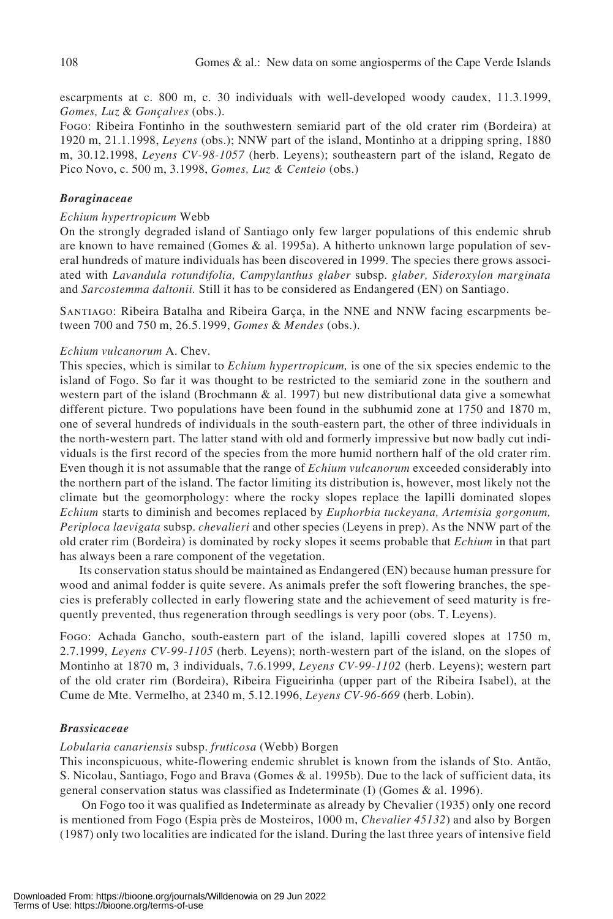escarpments at c. 800 m, c. 30 individuals with well-developed woody caudex, 11.3.1999, *Gomes, Luz* & *Gonçalves* (obs.).

Fogo: Ribeira Fontinho in the southwestern semiarid part of the old crater rim (Bordeira) at 1920 m, 21.1.1998, *Leyens* (obs.); NNW part of the island, Montinho at a dripping spring, 1880 m, 30.12.1998, *Leyens CV-98-1057* (herb. Leyens); southeastern part of the island, Regato de Pico Novo, c. 500 m, 3.1998, *Gomes, Luz & Centeio* (obs.)

### *Boraginaceae*

*Echium hypertropicum* Webb

On the strongly degraded island of Santiago only few larger populations of this endemic shrub are known to have remained (Gomes & al. 1995a). A hitherto unknown large population of several hundreds of mature individuals has been discovered in 1999. The species there grows associated with *Lavandula rotundifolia, Campylanthus glaber* subsp. *glaber, Sideroxylon marginata* and *Sarcostemma daltonii.* Still it has to be considered as Endangered (EN) on Santiago.

Santiago: Ribeira Batalha and Ribeira Garça, in the NNE and NNW facing escarpments between 700 and 750 m, 26.5.1999, *Gomes* & *Mendes* (obs.).

*Echium vulcanorum* A. Chev.

This species, which is similar to *Echium hypertropicum,* is one of the six species endemic to the island of Fogo. So far it was thought to be restricted to the semiarid zone in the southern and western part of the island (Brochmann & al. 1997) but new distributional data give a somewhat different picture. Two populations have been found in the subhumid zone at 1750 and 1870 m, one of several hundreds of individuals in the south-eastern part, the other of three individuals in the north-western part. The latter stand with old and formerly impressive but now badly cut individuals is the first record of the species from the more humid northern half of the old crater rim. Even though it is not assumable that the range of *Echium vulcanorum* exceeded considerably into the northern part of the island. The factor limiting its distribution is, however, most likely not the climate but the geomorphology: where the rocky slopes replace the lapilli dominated slopes *Echium* starts to diminish and becomes replaced by *Euphorbia tuckeyana, Artemisia gorgonum, Periploca laevigata* subsp. *chevalieri* and other species (Leyens in prep). As the NNW part of the old crater rim (Bordeira) is dominated by rocky slopes it seems probable that *Echium* in that part has always been a rare component of the vegetation.

Its conservation status should be maintained as Endangered (EN) because human pressure for wood and animal fodder is quite severe. As animals prefer the soft flowering branches, the species is preferably collected in early flowering state and the achievement of seed maturity is frequently prevented, thus regeneration through seedlings is very poor (obs. T. Leyens).

Fogo: Achada Gancho, south-eastern part of the island, lapilli covered slopes at 1750 m, 2.7.1999, *Leyens CV-99-1105* (herb. Leyens); north-western part of the island, on the slopes of Montinho at 1870 m, 3 individuals, 7.6.1999, *Leyens CV-99-1102* (herb. Leyens); western part of the old crater rim (Bordeira), Ribeira Figueirinha (upper part of the Ribeira Isabel), at the Cume de Mte. Vermelho, at 2340 m, 5.12.1996, *Leyens CV-96-669* (herb. Lobin).

### *Brassicaceae*

*Lobularia canariensis* subsp. *fruticosa* (Webb) Borgen

This inconspicuous, white-flowering endemic shrublet is known from the islands of Sto. Antão, S. Nicolau, Santiago, Fogo and Brava (Gomes & al. 1995b). Due to the lack of sufficient data, its general conservation status was classified as Indeterminate (I) (Gomes & al. 1996).

On Fogo too it was qualified as Indeterminate as already by Chevalier (1935) only one record is mentioned from Fogo (Espia près de Mosteiros, 1000 m, *Chevalier 45132*) and also by Borgen (1987) only two localities are indicated for the island. During the last three years of intensive field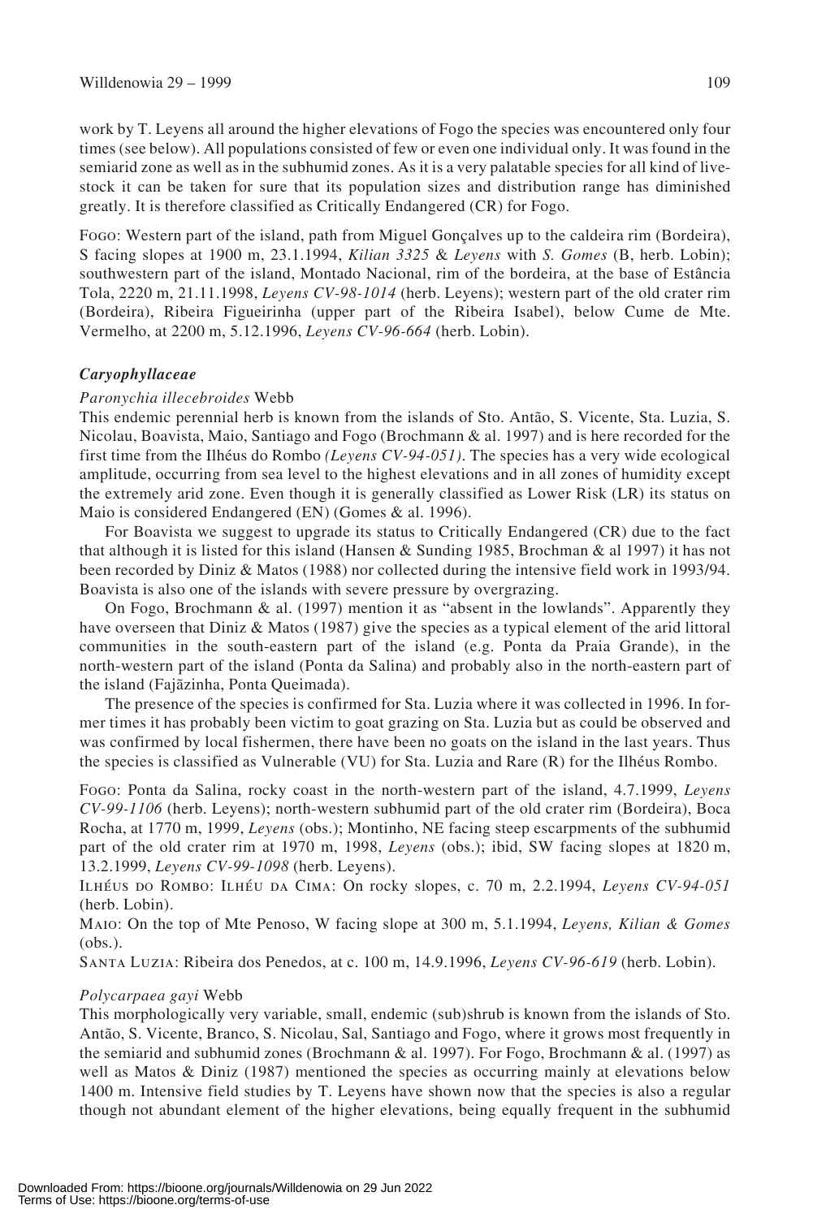work by T. Leyens all around the higher elevations of Fogo the species was encountered only four times (see below). All populations consisted of few or even one individual only. It was found in the semiarid zone as well as in the subhumid zones. As it is a very palatable species for all kind of livestock it can be taken for sure that its population sizes and distribution range has diminished greatly. It is therefore classified as Critically Endangered (CR) for Fogo.

FOGO: Western part of the island, path from Miguel Gonçalves up to the caldeira rim (Bordeira), S facing slopes at 1900 m, 23.1.1994, *Kilian 3325* & *Leyens* with *S. Gomes* (B, herb. Lobin); southwestern part of the island, Montado Nacional, rim of the bordeira, at the base of Estância Tola, 2220 m, 21.11.1998, *Leyens CV-98-1014* (herb. Leyens); western part of the old crater rim (Bordeira), Ribeira Figueirinha (upper part of the Ribeira Isabel), below Cume de Mte. Vermelho, at 2200 m, 5.12.1996, *Leyens CV-96-664* (herb. Lobin).

### *Caryophyllaceae*

*Paronychia illecebroides* Webb

This endemic perennial herb is known from the islands of Sto. Antão, S. Vicente, Sta. Luzia, S. Nicolau, Boavista, Maio, Santiago and Fogo (Brochmann & al. 1997) and is here recorded for the first time from the Ilhéus do Rombo *(Leyens CV-94-051)*. The species has a very wide ecological amplitude, occurring from sea level to the highest elevations and in all zones of humidity except the extremely arid zone. Even though it is generally classified as Lower Risk (LR) its status on Maio is considered Endangered (EN) (Gomes & al. 1996).

For Boavista we suggest to upgrade its status to Critically Endangered (CR) due to the fact that although it is listed for this island (Hansen & Sunding 1985, Brochman & al 1997) it has not been recorded by Diniz & Matos (1988) nor collected during the intensive field work in 1993/94. Boavista is also one of the islands with severe pressure by overgrazing.

On Fogo, Brochmann & al. (1997) mention it as "absent in the lowlands". Apparently they have overseen that Diniz & Matos (1987) give the species as a typical element of the arid littoral communities in the south-eastern part of the island (e.g. Ponta da Praia Grande), in the north-western part of the island (Ponta da Salina) and probably also in the north-eastern part of the island (Fajãzinha, Ponta Queimada).

The presence of the species is confirmed for Sta. Luzia where it was collected in 1996. In former times it has probably been victim to goat grazing on Sta. Luzia but as could be observed and was confirmed by local fishermen, there have been no goats on the island in the last years. Thus the species is classified as Vulnerable (VU) for Sta. Luzia and Rare (R) for the Ilhéus Rombo.

FOGO: Ponta da Salina, rocky coast in the north-western part of the island, 4.7.1999, *Leyens CV-99-1106* (herb. Leyens); north-western subhumid part of the old crater rim (Bordeira), Boca Rocha, at 1770 m, 1999, *Leyens* (obs.); Montinho, NE facing steep escarpments of the subhumid part of the old crater rim at 1970 m, 1998, *Leyens* (obs.); ibid, SW facing slopes at 1820 m, 13.2.1999, *Leyens CV-99-1098* (herb. Leyens).

ILHÉUS DO ROMBO: ILHÉU DA CIMA: On rocky slopes, c. 70 m, 2.2.1994, *Leyens CV-94-051* (herb. Lobin).

MAIO: On the top of Mte Penoso, W facing slope at 300 m, 5.1.1994, *Leyens, Kilian & Gomes* (obs.).

SANTA LUZIA: Ribeira dos Penedos, at c. 100 m, 14.9.1996, *Leyens CV-96-619* (herb. Lobin).

*Polycarpaea gayi* Webb

This morphologically very variable, small, endemic (sub)shrub is known from the islands of Sto. Antão, S. Vicente, Branco, S. Nicolau, Sal, Santiago and Fogo, where it grows most frequently in the semiarid and subhumid zones (Brochmann & al. 1997). For Fogo, Brochmann & al. (1997) as well as Matos & Diniz (1987) mentioned the species as occurring mainly at elevations below 1400 m. Intensive field studies by T. Leyens have shown now that the species is also a regular though not abundant element of the higher elevations, being equally frequent in the subhumid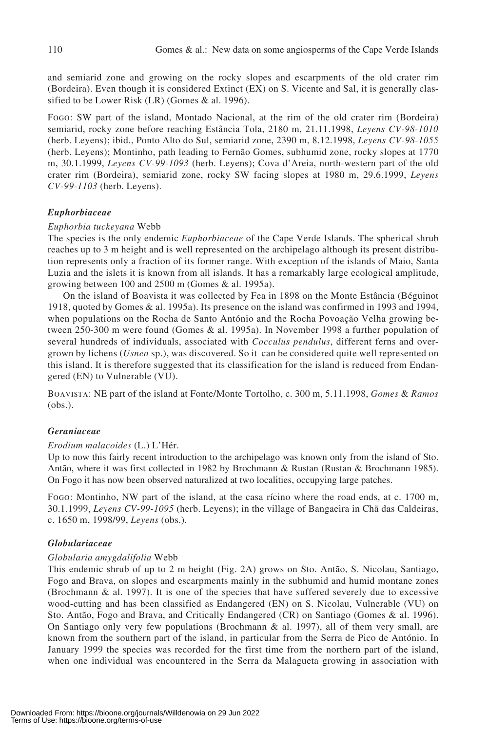and semiarid zone and growing on the rocky slopes and escarpments of the old crater rim (Bordeira). Even though it is considered Extinct (EX) on S. Vicente and Sal, it is generally classified to be Lower Risk (LR) (Gomes & al. 1996).

Fogo: SW part of the island, Montado Nacional, at the rim of the old crater rim (Bordeira) semiarid, rocky zone before reaching Estância Tola, 2180 m, 21.11.1998, *Leyens CV-98-1010* (herb. Leyens); ibid., Ponto Alto do Sul, semiarid zone, 2390 m, 8.12.1998, *Leyens CV-98-1055* (herb. Leyens); Montinho, path leading to Fernão Gomes, subhumid zone, rocky slopes at 1770 m, 30.1.1999, *Leyens CV-99-1093* (herb. Leyens); Cova d'Areia, north-western part of the old crater rim (Bordeira), semiarid zone, rocky SW facing slopes at 1980 m, 29.6.1999, *Leyens CV-99-1103* (herb. Leyens).

### *Euphorbiaceae*

*Euphorbia tuckeyana* Webb

The species is the only endemic *Euphorbiaceae* of the Cape Verde Islands. The spherical shrub reaches up to 3 m height and is well represented on the archipelago although its present distribution represents only a fraction of its former range. With exception of the islands of Maio, Santa Luzia and the islets it is known from all islands. It has a remarkably large ecological amplitude, growing between 100 and 2500 m (Gomes & al. 1995a).

On the island of Boavista it was collected by Fea in 1898 on the Monte Estância (Béguinot 1918, quoted by Gomes & al. 1995a). Its presence on the island was confirmed in 1993 and 1994, when populations on the Rocha de Santo António and the Rocha Povoação Velha growing between 250-300 m were found (Gomes & al. 1995a). In November 1998 a further population of several hundreds of individuals, associated with *Cocculus pendulus*, different ferns and overgrown by lichens (*Usnea* sp.), was discovered. So it can be considered quite well represented on this island. It is therefore suggested that its classification for the island is reduced from Endangered (EN) to Vulnerable (VU).

Boavista: NE part of the island at Fonte/Monte Tortolho, c. 300 m, 5.11.1998, *Gomes* & *Ramos* (obs.).

### *Geraniaceae*

*Erodium malacoides* (L.) L'Hér.

Up to now this fairly recent introduction to the archipelago was known only from the island of Sto. Antão, where it was first collected in 1982 by Brochmann & Rustan (Rustan & Brochmann 1985). On Fogo it has now been observed naturalized at two localities, occupying large patches.

Fogo: Montinho, NW part of the island, at the casa rícino where the road ends, at c. 1700 m, 30.1.1999, *Leyens CV-99-1095* (herb. Leyens); in the village of Bangaeira in Chã das Caldeiras, c. 1650 m, 1998/99, *Leyens* (obs.).

### *Globulariaceae*

*Globularia amygdalifolia* Webb

This endemic shrub of up to 2 m height (Fig. 2A) grows on Sto. Antão, S. Nicolau, Santiago, Fogo and Brava, on slopes and escarpments mainly in the subhumid and humid montane zones (Brochmann & al. 1997). It is one of the species that have suffered severely due to excessive wood-cutting and has been classified as Endangered (EN) on S. Nicolau, Vulnerable (VU) on Sto. Antão, Fogo and Brava, and Critically Endangered (CR) on Santiago (Gomes & al. 1996). On Santiago only very few populations (Brochmann & al. 1997), all of them very small, are known from the southern part of the island, in particular from the Serra de Pico de António. In January 1999 the species was recorded for the first time from the northern part of the island, when one individual was encountered in the Serra da Malagueta growing in association with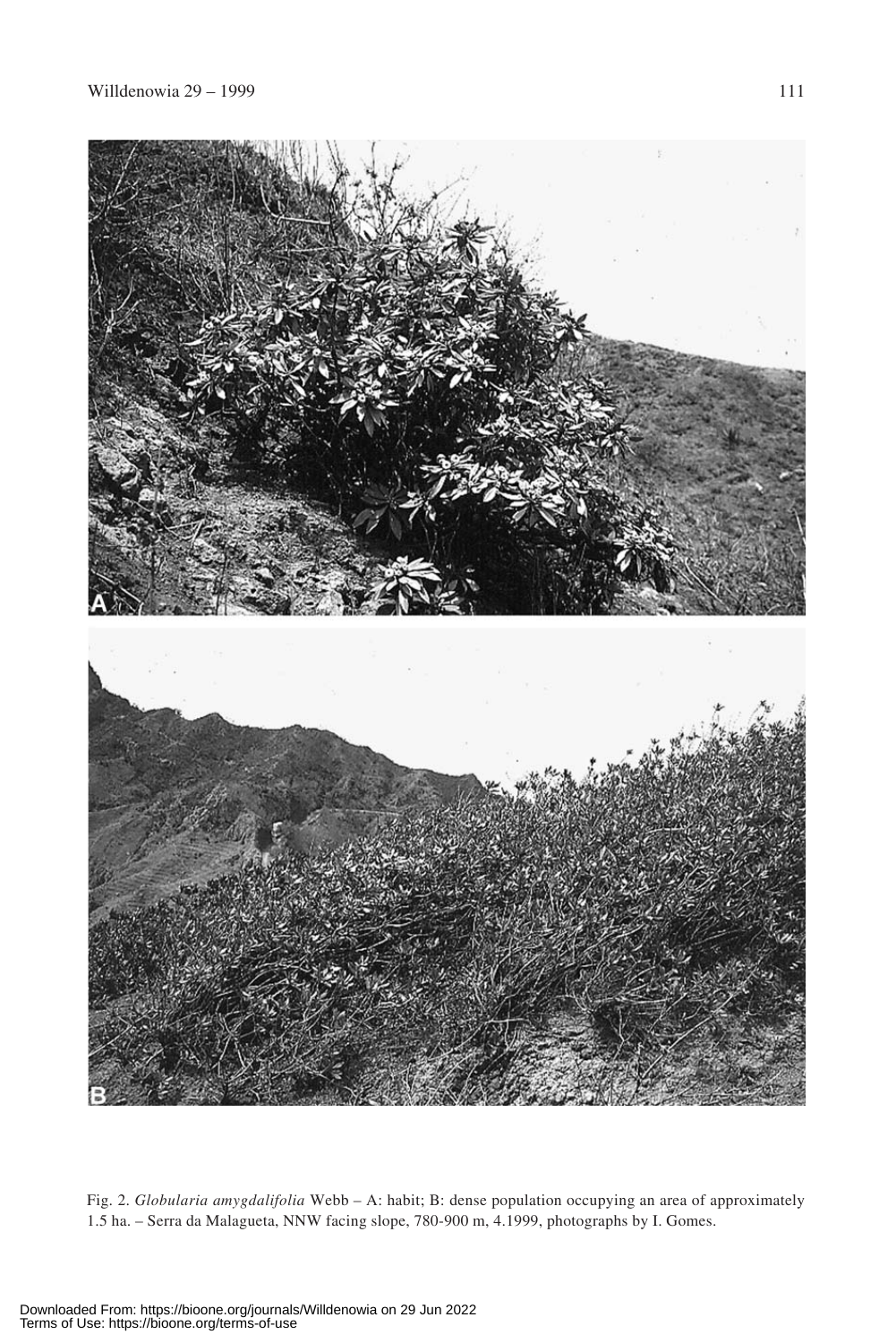Fig. 2. *Globularia amygdalifolia* Webb – A: habit; B: dense population occupying an area of approximately 1.5 ha. – Serra da Malagueta, NNW facing slope, 780-900 m, 4.1999, photographs by I. Gomes.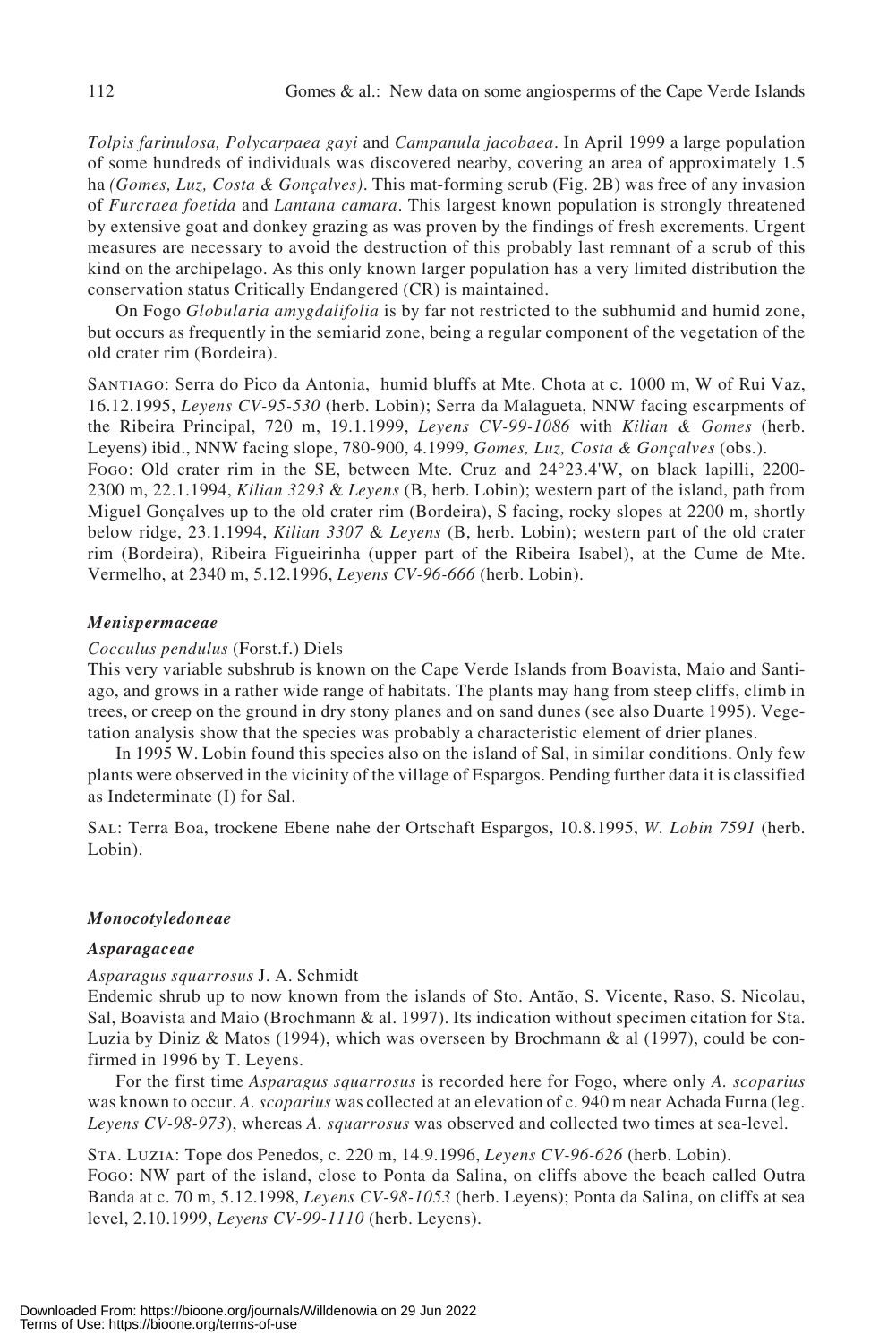*Tolpis farinulosa, Polycarpaea gayi* and *Campanula jacobaea*. In April 1999 a large population of some hundreds of individuals was discovered nearby, covering an area of approximately 1.5 ha *(Gomes, Luz, Costa & Gonçalves)*. This mat-forming scrub (Fig. 2B) was free of any invasion of *Furcraea foetida* and *Lantana camara*. This largest known population is strongly threatened by extensive goat and donkey grazing as was proven by the findings of fresh excrements. Urgent measures are necessary to avoid the destruction of this probably last remnant of a scrub of this kind on the archipelago. As this only known larger population has a very limited distribution the conservation status Critically Endangered (CR) is maintained.

On Fogo *Globularia amygdalifolia* is by far not restricted to the subhumid and humid zone, but occurs as frequently in the semiarid zone, being a regular component of the vegetation of the old crater rim (Bordeira).

SANTIAGO: Serra do Pico da Antonia, humid bluffs at Mte. Chota at c. 1000 m, W of Rui Vaz, 16.12.1995, *Leyens CV-95-530* (herb. Lobin); Serra da Malagueta, NNW facing escarpments of the Ribeira Principal, 720 m, 19.1.1999, *Leyens CV-99-1086* with *Kilian & Gomes* (herb. Leyens) ibid., NNW facing slope, 780-900, 4.1999, *Gomes, Luz, Costa & Gonçalves* (obs.).
FOGO: Old crater rim in the SE, between Mte. Cruz and 24°23.4'W, on black lapilli, 2200-2300 m, 22.1.1994, *Kilian 3293* & *Leyens* (B, herb. Lobin); western part of the island, path from Miguel Gonçalves up to the old crater rim (Bordeira), S facing, rocky slopes at 2200 m, shortly below ridge, 23.1.1994, *Kilian 3307* & *Leyens* (B, herb. Lobin); western part of the old crater rim (Bordeira), Ribeira Figueirinha (upper part of the Ribeira Isabel), at the Cume de Mte. Vermelho, at 2340 m, 5.12.1996, *Leyens CV-96-666* (herb. Lobin).

### *Menispermaceae*

*Cocculus pendulus* (Forst.f.) Diels
This very variable subshrub is known on the Cape Verde Islands from Boavista, Maio and Santiago, and grows in a rather wide range of habitats. The plants may hang from steep cliffs, climb in trees, or creep on the ground in dry stony planes and on sand dunes (see also Duarte 1995). Vegetation analysis show that the species was probably a characteristic element of drier planes.

In 1995 W. Lobin found this species also on the island of Sal, in similar conditions. Only few plants were observed in the vicinity of the village of Espargos. Pending further data it is classified as Indeterminate (I) for Sal.

SAL: Terra Boa, trockene Ebene nahe der Ortschaft Espargos, 10.8.1995, *W. Lobin 7591* (herb. Lobin).

## *Monocotyledoneae*

### *Asparagaceae*

*Asparagus squarrosus* J. A. Schmidt
Endemic shrub up to now known from the islands of Sto. Antão, S. Vicente, Raso, S. Nicolau, Sal, Boavista and Maio (Brochmann & al. 1997). Its indication without specimen citation for Sta. Luzia by Diniz & Matos (1994), which was overseen by Brochmann & al (1997), could be confirmed in 1996 by T. Leyens.

For the first time *Asparagus squarrosus* is recorded here for Fogo, where only *A. scoparius* was known to occur. *A. scoparius* was collected at an elevation of c. 940 m near Achada Furna (leg. *Leyens CV-98-973*), whereas *A. squarrosus* was observed and collected two times at sea-level.

STA. LUZIA: Tope dos Penedos, c. 220 m, 14.9.1996, *Leyens CV-96-626* (herb. Lobin).
FOGO: NW part of the island, close to Ponta da Salina, on cliffs above the beach called Outra Banda at c. 70 m, 5.12.1998, *Leyens CV-98-1053* (herb. Leyens); Ponta da Salina, on cliffs at sea level, 2.10.1999, *Leyens CV-99-1110* (herb. Leyens).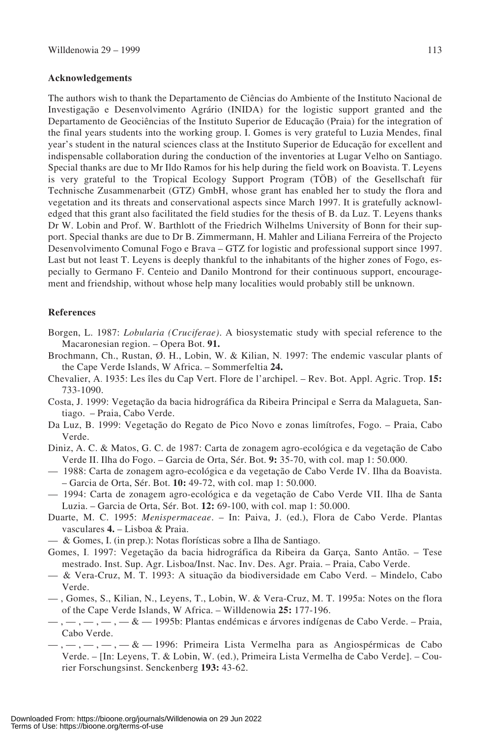## Acknowledgements

The authors wish to thank the Departamento de Ciências do Ambiente of the Instituto Nacional de Investigação e Desenvolvimento Agrário (INIDA) for the logistic support granted and the Departamento de Geociências of the Instituto Superior de Educação (Praia) for the integration of the final years students into the working group. I. Gomes is very grateful to Luzia Mendes, final year's student in the natural sciences class at the Instituto Superior de Educação for excellent and indispensable collaboration during the conduction of the inventories at Lugar Velho on Santiago. Special thanks are due to Mr Ildo Ramos for his help during the field work on Boavista. T. Leyens is very grateful to the Tropical Ecology Support Program (TÖB) of the Gesellschaft für Technische Zusammenarbeit (GTZ) GmbH, whose grant has enabled her to study the flora and vegetation and its threats and conservational aspects since March 1997. It is gratefully acknowledged that this grant also facilitated the field studies for the thesis of B. da Luz. T. Leyens thanks Dr W. Lobin and Prof. W. Barthlott of the Friedrich Wilhelms University of Bonn for their support. Special thanks are due to Dr B. Zimmermann, H. Mahler and Liliana Ferreira of the Projecto Desenvolvimento Comunal Fogo e Brava – GTZ for logistic and professional support since 1997. Last but not least T. Leyens is deeply thankful to the inhabitants of the higher zones of Fogo, especially to Germano F. Centeio and Danilo Montrond for their continuous support, encouragement and friendship, without whose help many localities would probably still be unknown.

## References

Borgen, L. 1987: *Lobularia (Cruciferae)*. A biosystematic study with special reference to the Macaronesian region. – Opera Bot. **91.**

Brochmann, Ch., Rustan, Ø. H., Lobin, W. & Kilian, N. 1997: The endemic vascular plants of the Cape Verde Islands, W Africa. – Sommerfeltia **24.**

Chevalier, A. 1935: Les îles du Cap Vert. Flore de l'archipel. – Rev. Bot. Appl. Agric. Trop. **15:** 733-1090.

Costa, J. 1999: Vegetação da bacia hidrográfica da Ribeira Principal e Serra da Malagueta, Santiago. – Praia, Cabo Verde.

Da Luz, B. 1999: Vegetação do Regato de Pico Novo e zonas limítrofes, Fogo. – Praia, Cabo Verde.

Diniz, A. C. & Matos, G. C. de 1987: Carta de zonagem agro-ecológica e da vegetação de Cabo Verde II. Ilha do Fogo. – Garcia de Orta, Sér. Bot. **9:** 35-70, with col. map 1: 50.000.

— 1988: Carta de zonagem agro-ecológica e da vegetação de Cabo Verde IV. Ilha da Boavista. – Garcia de Orta, Sér. Bot. **10:** 49-72, with col. map 1: 50.000.

— 1994: Carta de zonagem agro-ecológica e da vegetação de Cabo Verde VII. Ilha de Santa Luzia. – Garcia de Orta, Sér. Bot. **12:** 69-100, with col. map 1: 50.000.

Duarte, M. C. 1995: *Menispermaceae*. – In: Paiva, J. (ed.), Flora de Cabo Verde. Plantas vasculares **4.** – Lisboa & Praia.

— & Gomes, I. (in prep.): Notas florísticas sobre a Ilha de Santiago.

Gomes, I. 1997: Vegetação da bacia hidrográfica da Ribeira da Garça, Santo Antão. – Tese mestrado. Inst. Sup. Agr. Lisboa/Inst. Nac. Inv. Des. Agr. Praia. – Praia, Cabo Verde.

— & Vera-Cruz, M. T. 1993: A situação da biodiversidade em Cabo Verd. – Mindelo, Cabo Verde.

— , Gomes, S., Kilian, N., Leyens, T., Lobin, W. & Vera-Cruz, M. T. 1995a: Notes on the flora of the Cape Verde Islands, W Africa. – Willdenowia **25:** 177-196.

— , — , — , — , — & — 1995b: Plantas endémicas e árvores indígenas de Cabo Verde. – Praia, Cabo Verde.

— , — , — , — , — & — 1996: Primeira Lista Vermelha para as Angiospérmicas de Cabo Verde. – [In: Leyens, T. & Lobin, W. (ed.), Primeira Lista Vermelha de Cabo Verde]. – Courier Forschungsinst. Senckenberg **193:** 43-62.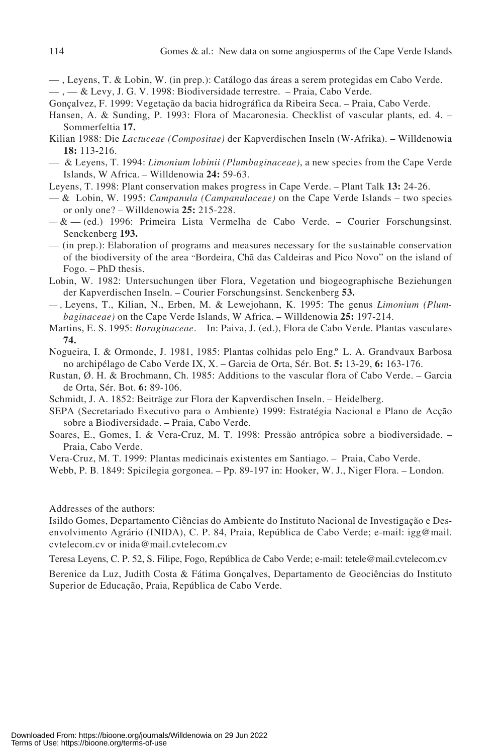— , Leyens, T. & Lobin, W. (in prep.): Catálogo das áreas a serem protegidas em Cabo Verde.

— , — & Levy, J. G. V. 1998: Biodiversidade terrestre. – Praia, Cabo Verde.

Gonçalvez, F. 1999: Vegetação da bacia hidrográfica da Ribeira Seca. – Praia, Cabo Verde.

Hansen, A. & Sunding, P. 1993: Flora of Macaronesia. Checklist of vascular plants, ed. 4. – Sommerfeltia **17.**

Kilian 1988: Die *Lactuceae (Compositae)* der Kapverdischen Inseln (W-Afrika). – Willdenowia **18:** 113-216.

— & Leyens, T. 1994: *Limonium lobinii (Plumbaginaceae)*, a new species from the Cape Verde Islands, W Africa. – Willdenowia **24:** 59-63.

Leyens, T. 1998: Plant conservation makes progress in Cape Verde. – Plant Talk **13:** 24-26.

— & Lobin, W. 1995: *Campanula (Campanulaceae)* on the Cape Verde Islands – two species or only one? – Willdenowia **25:** 215-228.

— & — (ed.) 1996: Primeira Lista Vermelha de Cabo Verde. – Courier Forschungsinst. Senckenberg **193.**

— (in prep.): Elaboration of programs and measures necessary for the sustainable conservation of the biodiversity of the area "Bordeira, Chã das Caldeiras and Pico Novo" on the island of Fogo. – PhD thesis.

Lobin, W. 1982: Untersuchungen über Flora, Vegetation und biogeographische Beziehungen der Kapverdischen Inseln. – Courier Forschungsinst. Senckenberg **53.**

— , Leyens, T., Kilian, N., Erben, M. & Lewejohann, K. 1995: The genus *Limonium (Plumbaginaceae)* on the Cape Verde Islands, W Africa. – Willdenowia **25:** 197-214.

Martins, E. S. 1995: *Boraginaceae*. – In: Paiva, J. (ed.), Flora de Cabo Verde. Plantas vasculares **74.**

Nogueira, I. & Ormonde, J. 1981, 1985: Plantas colhidas pelo Eng.º L. A. Grandvaux Barbosa no archipélago de Cabo Verde IX, X. – Garcia de Orta, Sér. Bot. **5:** 13-29, **6:** 163-176.

Rustan, Ø. H. & Brochmann, Ch. 1985: Additions to the vascular flora of Cabo Verde. – Garcia de Orta, Sér. Bot. **6:** 89-106.

Schmidt, J. A. 1852: Beiträge zur Flora der Kapverdischen Inseln. – Heidelberg.

SEPA (Secretariado Executivo para o Ambiente) 1999: Estratégia Nacional e Plano de Acção sobre a Biodiversidade. – Praia, Cabo Verde.

Soares, E., Gomes, I. & Vera-Cruz, M. T. 1998: Pressão antrópica sobre a biodiversidade. – Praia, Cabo Verde.

Vera-Cruz, M. T. 1999: Plantas medicinais existentes em Santiago. – Praia, Cabo Verde.

Webb, P. B. 1849: Spicilegia gorgonea. – Pp. 89-197 in: Hooker, W. J., Niger Flora. – London.

Addresses of the authors:

Isildo Gomes, Departamento Ciências do Ambiente do Instituto Nacional de Investigação e Desenvolvimento Agrário (INIDA), C. P. 84, Praia, República de Cabo Verde; e-mail: igg@mail.cvtelecom.cv or inida@mail.cvtelecom.cv

Teresa Leyens, C. P. 52, S. Filipe, Fogo, República de Cabo Verde; e-mail: tetele@mail.cvtelecom.cv

Berenice da Luz, Judith Costa & Fátima Gonçalves, Departamento de Geociências do Instituto Superior de Educação, Praia, República de Cabo Verde.